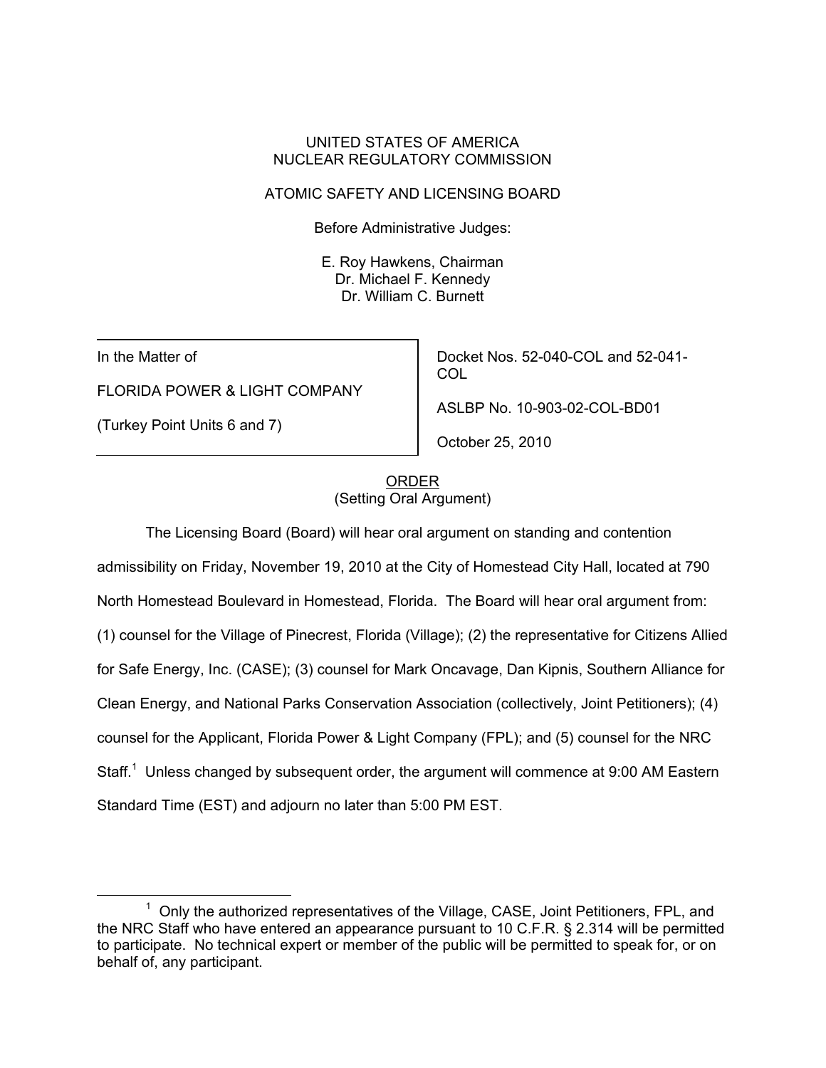UNITED STATES OF AMERICA
NUCLEAR REGULATORY COMMISSION

ATOMIC SAFETY AND LICENSING BOARD

Before Administrative Judges:

E. Roy Hawkens, Chairman
Dr. Michael F. Kennedy
Dr. William C. Burnett

| | |
|---|---|
| In the Matter of<br><br>FLORIDA POWER & LIGHT COMPANY<br><br>(Turkey Point Units 6 and 7) | Docket Nos. 52-040-COL and 52-041-COL<br><br>ASLBP No. 10-903-02-COL-BD01<br><br>October 25, 2010 |

ORDER
(Setting Oral Argument)

The Licensing Board (Board) will hear oral argument on standing and contention admissibility on Friday, November 19, 2010 at the City of Homestead City Hall, located at 790 North Homestead Boulevard in Homestead, Florida. The Board will hear oral argument from: (1) counsel for the Village of Pinecrest, Florida (Village); (2) the representative for Citizens Allied for Safe Energy, Inc. (CASE); (3) counsel for Mark Oncavage, Dan Kipnis, Southern Alliance for Clean Energy, and National Parks Conservation Association (collectively, Joint Petitioners); (4) counsel for the Applicant, Florida Power & Light Company (FPL); and (5) counsel for the NRC Staff.[1] Unless changed by subsequent order, the argument will commence at 9:00 AM Eastern Standard Time (EST) and adjourn no later than 5:00 PM EST.

---

[1] Only the authorized representatives of the Village, CASE, Joint Petitioners, FPL, and the NRC Staff who have entered an appearance pursuant to 10 C.F.R. § 2.314 will be permitted to participate. No technical expert or member of the public will be permitted to speak for, or on behalf of, any participant.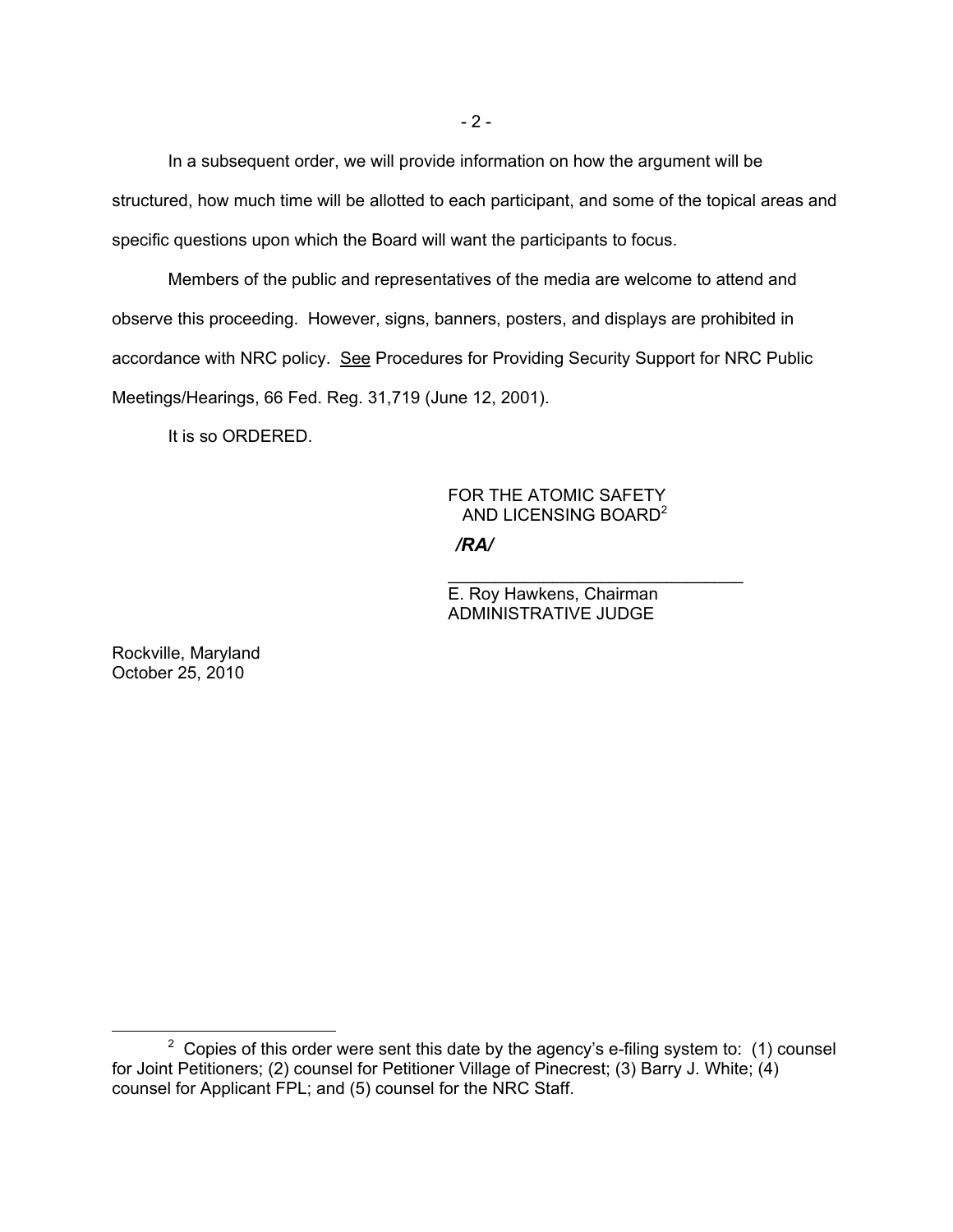In a subsequent order, we will provide information on how the argument will be structured, how much time will be allotted to each participant, and some of the topical areas and specific questions upon which the Board will want the participants to focus.

Members of the public and representatives of the media are welcome to attend and observe this proceeding. However, signs, banners, posters, and displays are prohibited in accordance with NRC policy. See Procedures for Providing Security Support for NRC Public Meetings/Hearings, 66 Fed. Reg. 31,719 (June 12, 2001).

It is so ORDERED.

FOR THE ATOMIC SAFETY AND LICENSING BOARD[2]

*/RA/*

\_\_\_\_\_\_\_\_\_\_\_\_\_\_\_\_\_\_\_\_\_\_\_\_\_\_\_\_\_\_\_\_

E. Roy Hawkens, Chairman
ADMINISTRATIVE JUDGE

Rockville, Maryland
October 25, 2010

---

[2] Copies of this order were sent this date by the agency's e-filing system to: (1) counsel for Joint Petitioners; (2) counsel for Petitioner Village of Pinecrest; (3) Barry J. White; (4) counsel for Applicant FPL; and (5) counsel for the NRC Staff.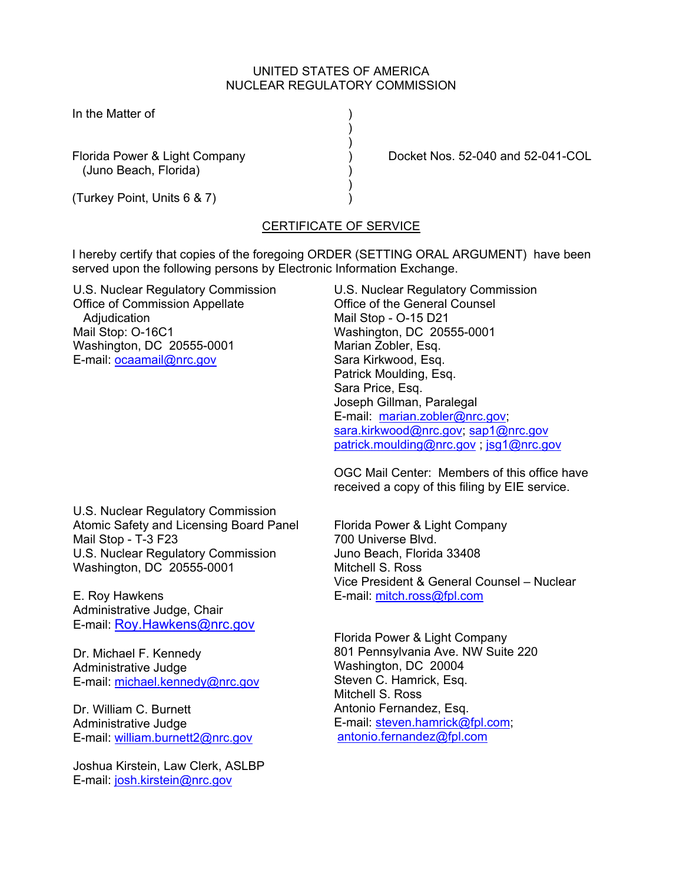UNITED STATES OF AMERICA
NUCLEAR REGULATORY COMMISSION

In the Matter of

Florida Power & Light Company
(Juno Beach, Florida)

(Turkey Point, Units 6 & 7)

Docket Nos. 52-040 and 52-041-COL

## CERTIFICATE OF SERVICE

I hereby certify that copies of the foregoing ORDER (SETTING ORAL ARGUMENT) have been served upon the following persons by Electronic Information Exchange.

U.S. Nuclear Regulatory Commission
Office of Commission Appellate Adjudication
Mail Stop: O-16C1
Washington, DC 20555-0001
E-mail: ocaamail@nrc.gov

U.S. Nuclear Regulatory Commission
Office of the General Counsel
Mail Stop - O-15 D21
Washington, DC 20555-0001
Marian Zobler, Esq.
Sara Kirkwood, Esq.
Patrick Moulding, Esq.
Sara Price, Esq.
Joseph Gillman, Paralegal
E-mail: marian.zobler@nrc.gov; sara.kirkwood@nrc.gov; sap1@nrc.gov patrick.moulding@nrc.gov ; jsg1@nrc.gov

OGC Mail Center: Members of this office have received a copy of this filing by EIE service.

U.S. Nuclear Regulatory Commission
Atomic Safety and Licensing Board Panel
Mail Stop - T-3 F23
U.S. Nuclear Regulatory Commission
Washington, DC 20555-0001

E. Roy Hawkens
Administrative Judge, Chair
E-mail: Roy.Hawkens@nrc.gov

Dr. Michael F. Kennedy
Administrative Judge
E-mail: michael.kennedy@nrc.gov

Dr. William C. Burnett
Administrative Judge
E-mail: william.burnett2@nrc.gov

Joshua Kirstein, Law Clerk, ASLBP
E-mail: josh.kirstein@nrc.gov

Florida Power & Light Company
700 Universe Blvd.
Juno Beach, Florida 33408
Mitchell S. Ross
Vice President & General Counsel – Nuclear
E-mail: mitch.ross@fpl.com

Florida Power & Light Company
801 Pennsylvania Ave. NW Suite 220
Washington, DC 20004
Steven C. Hamrick, Esq.
Mitchell S. Ross
Antonio Fernandez, Esq.
E-mail: steven.hamrick@fpl.com; antonio.fernandez@fpl.com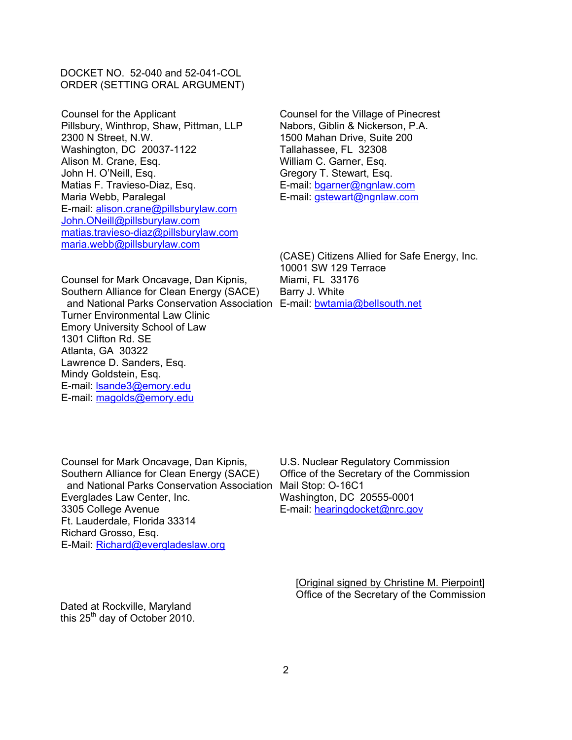DOCKET NO. 52-040 and 52-041-COL
ORDER (SETTING ORAL ARGUMENT)

Counsel for the Applicant
Pillsbury, Winthrop, Shaw, Pittman, LLP
2300 N Street, N.W.
Washington, DC 20037-1122
Alison M. Crane, Esq.
John H. O'Neill, Esq.
Matias F. Travieso-Diaz, Esq.
Maria Webb, Paralegal
E-mail: alison.crane@pillsburylaw.com
John.ONeill@pillsburylaw.com
matias.travieso-diaz@pillsburylaw.com
maria.webb@pillsburylaw.com

Counsel for the Village of Pinecrest
Nabors, Giblin & Nickerson, P.A.
1500 Mahan Drive, Suite 200
Tallahassee, FL 32308
William C. Garner, Esq.
Gregory T. Stewart, Esq.
E-mail: bgarner@ngnlaw.com
E-mail: gstewart@ngnlaw.com

Counsel for Mark Oncavage, Dan Kipnis, Southern Alliance for Clean Energy (SACE) and National Parks Conservation Association
Turner Environmental Law Clinic
Emory University School of Law
1301 Clifton Rd. SE
Atlanta, GA 30322
Lawrence D. Sanders, Esq.
Mindy Goldstein, Esq.
E-mail: lsande3@emory.edu
E-mail: magolds@emory.edu

(CASE) Citizens Allied for Safe Energy, Inc.
10001 SW 129 Terrace
Miami, FL 33176
Barry J. White
E-mail: bwtamia@bellsouth.net

Counsel for Mark Oncavage, Dan Kipnis, Southern Alliance for Clean Energy (SACE) and National Parks Conservation Association
Everglades Law Center, Inc.
3305 College Avenue
Ft. Lauderdale, Florida 33314
Richard Grosso, Esq.
E-Mail: Richard@evergladeslaw.org

U.S. Nuclear Regulatory Commission
Office of the Secretary of the Commission
Mail Stop: O-16C1
Washington, DC 20555-0001
E-mail: hearingdocket@nrc.gov

[Original signed by Christine M. Pierpoint]
Office of the Secretary of the Commission

Dated at Rockville, Maryland
this 25th day of October 2010.